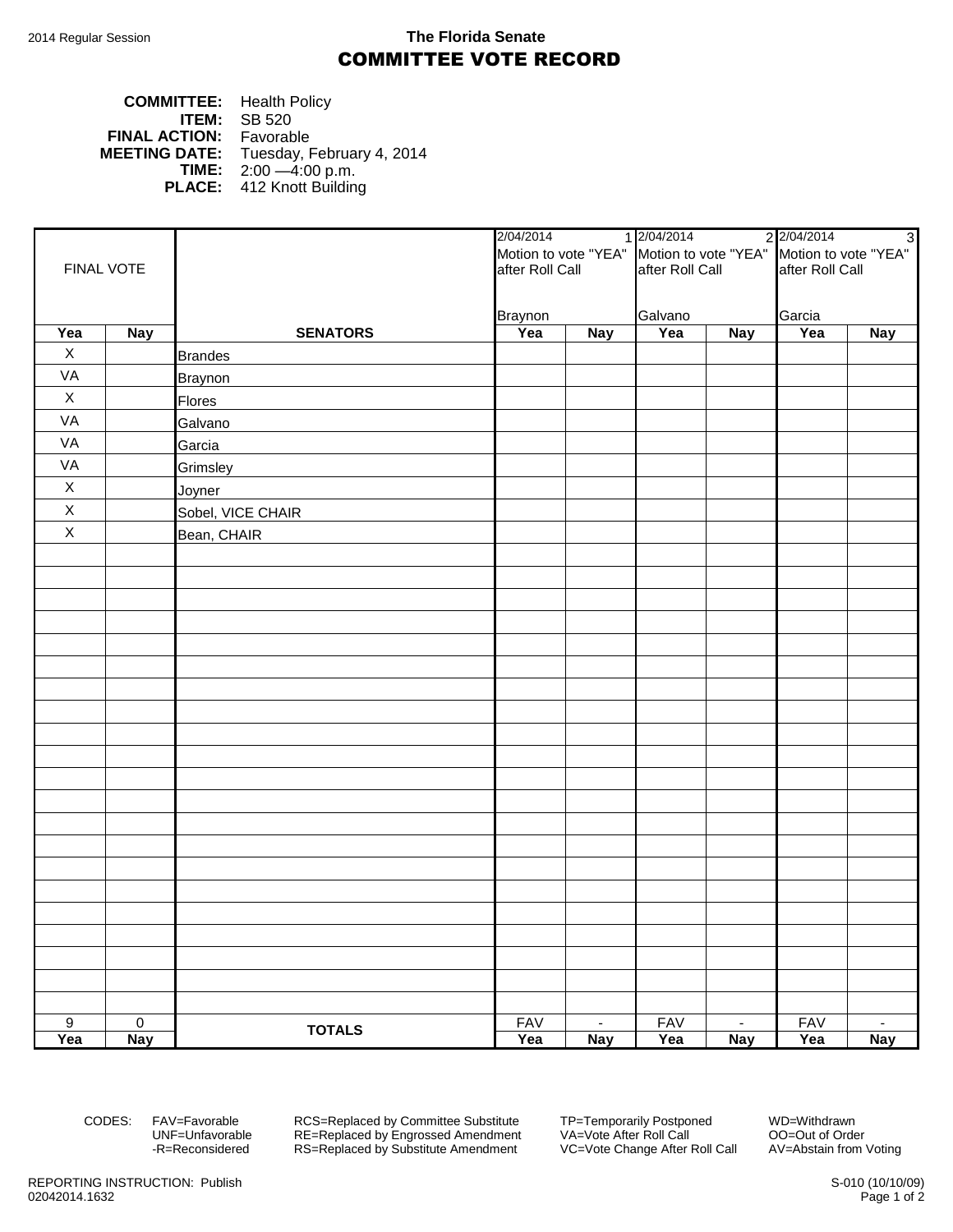2014 Regular Session

**The Florida Senate**

# COMMITTEE VOTE RECORD

**COMMITTEE:** Health Policy
**ITEM:** SB 520
**FINAL ACTION:** Favorable
**MEETING DATE:** Tuesday, February 4, 2014
**TIME:** 2:00 —4:00 p.m.
**PLACE:** 412 Knott Building

| FINAL VOTE | | | 2/04/2014 1 Motion to vote "YEA" after Roll Call Braynon | | 2/04/2014 2 Motion to vote "YEA" after Roll Call Galvano | | 2/04/2014 3 Motion to vote "YEA" after Roll Call Garcia | |
|---|---|---|---|---|---|---|---|---|
| **Yea** | **Nay** | **SENATORS** | **Yea** | **Nay** | **Yea** | **Nay** | **Yea** | **Nay** |
| X | | Brandes | | | | | | |
| VA | | Braynon | | | | | | |
| X | | Flores | | | | | | |
| VA | | Galvano | | | | | | |
| VA | | Garcia | | | | | | |
| VA | | Grimsley | | | | | | |
| X | | Joyner | | | | | | |
| X | | Sobel, VICE CHAIR | | | | | | |
| X | | Bean, CHAIR | | | | | | |
| 9 | 0 | **TOTALS** | FAV | - | FAV | - | FAV | - |
| **Yea** | **Nay** | | **Yea** | **Nay** | **Yea** | **Nay** | **Yea** | **Nay** |

CODES: FAV=Favorable, UNF=Unfavorable, -R=Reconsidered, RCS=Replaced by Committee Substitute, RE=Replaced by Engrossed Amendment, RS=Replaced by Substitute Amendment, TP=Temporarily Postponed, VA=Vote After Roll Call, VC=Vote Change After Roll Call, WD=Withdrawn, OO=Out of Order, AV=Abstain from Voting

REPORTING INSTRUCTION: Publish
02042014.1632

S-010 (10/10/09)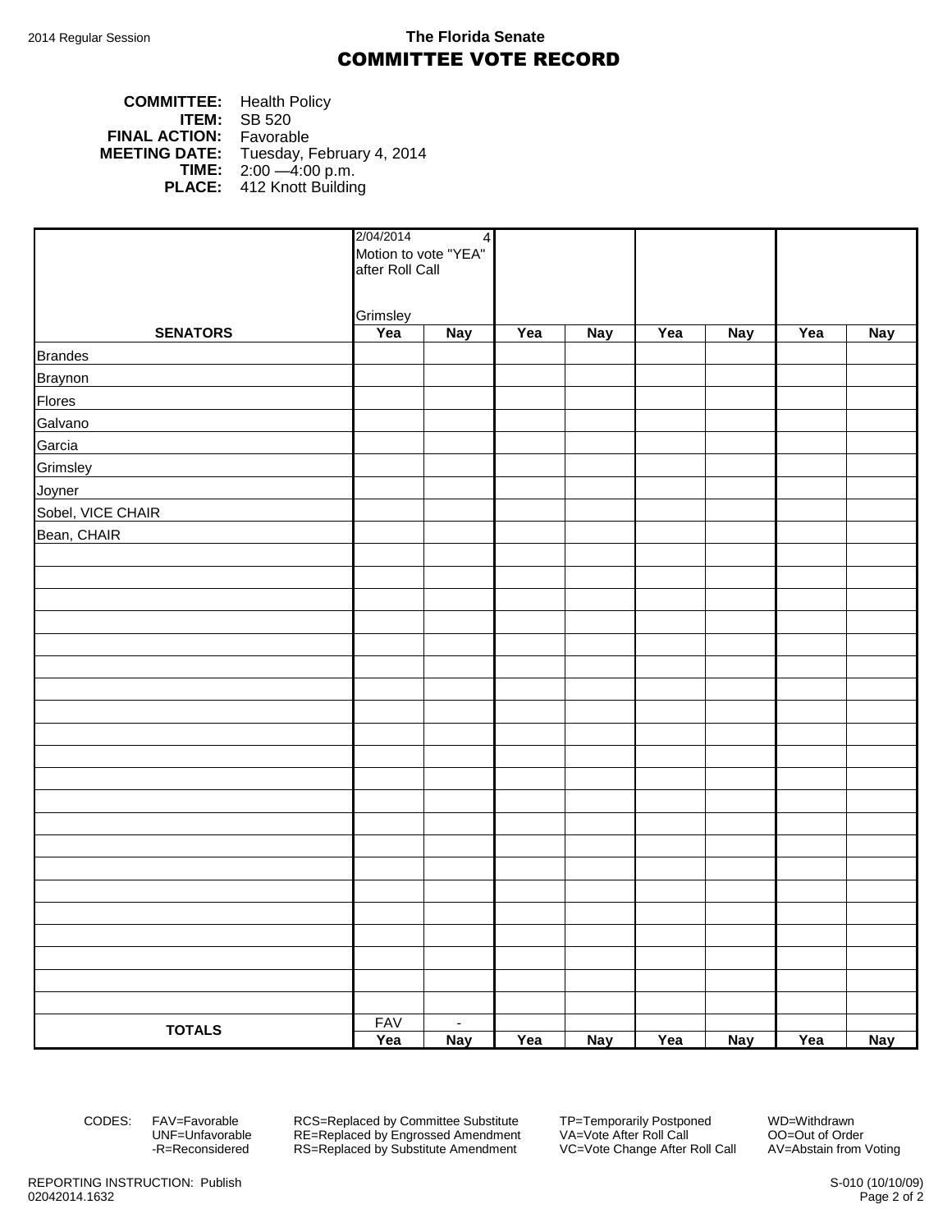2014 Regular Session

**The Florida Senate**

# COMMITTEE VOTE RECORD

**COMMITTEE:** Health Policy
**ITEM:** SB 520
**FINAL ACTION:** Favorable
**MEETING DATE:** Tuesday, February 4, 2014
**TIME:** 2:00 —4:00 p.m.
**PLACE:** 412 Knott Building

| | 2/04/2014 4 Motion to vote "YEA" after Roll Call Grimsley | | | | | | | |
|---|---|---|---|---|---|---|---|---|
| **SENATORS** | **Yea** | **Nay** | **Yea** | **Nay** | **Yea** | **Nay** | **Yea** | **Nay** |
| Brandes | | | | | | | | |
| Braynon | | | | | | | | |
| Flores | | | | | | | | |
| Galvano | | | | | | | | |
| Garcia | | | | | | | | |
| Grimsley | | | | | | | | |
| Joyner | | | | | | | | |
| Sobel, VICE CHAIR | | | | | | | | |
| Bean, CHAIR | | | | | | | | |
| **TOTALS** | FAV | - | | | | | | |
| | **Yea** | **Nay** | **Yea** | **Nay** | **Yea** | **Nay** | **Yea** | **Nay** |

CODES: FAV=Favorable, UNF=Unfavorable, -R=Reconsidered, RCS=Replaced by Committee Substitute, RE=Replaced by Engrossed Amendment, RS=Replaced by Substitute Amendment, TP=Temporarily Postponed, VA=Vote After Roll Call, VC=Vote Change After Roll Call, WD=Withdrawn, OO=Out of Order, AV=Abstain from Voting

REPORTING INSTRUCTION: Publish
02042014.1632

S-010 (10/10/09)